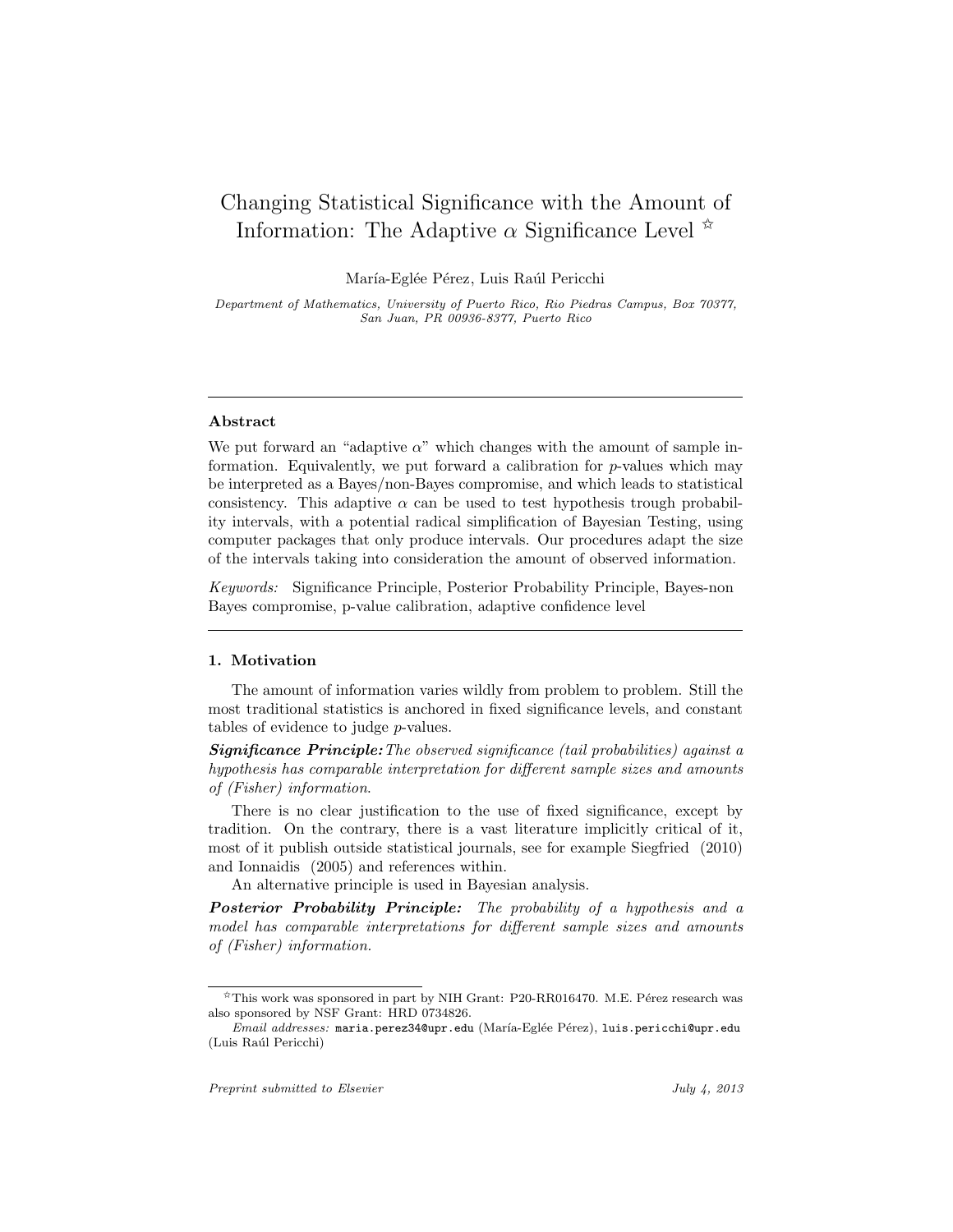# Changing Statistical Significance with the Amount of Information: The Adaptive $\alpha$ Significance Level ☆

María-Eglée Pérez, Luis Raúl Pericchi

*Department of Mathematics, University of Puerto Rico, Rio Piedras Campus, Box 70377, San Juan, PR 00936-8377, Puerto Rico*

---

### Abstract

We put forward an "adaptive $\alpha$" which changes with the amount of sample information. Equivalently, we put forward a calibration for $p$-values which may be interpreted as a Bayes/non-Bayes compromise, and which leads to statistical consistency. This adaptive $\alpha$ can be used to test hypothesis trough probability intervals, with a potential radical simplification of Bayesian Testing, using computer packages that only produce intervals. Our procedures adapt the size of the intervals taking into consideration the amount of observed information.

*Keywords:* Significance Principle, Posterior Probability Principle, Bayes-non Bayes compromise, p-value calibration, adaptive confidence level

---

## 1. Motivation

The amount of information varies wildly from problem to problem. Still the most traditional statistics is anchored in fixed significance levels, and constant tables of evidence to judge $p$-values.

***Significance Principle:*** *The observed significance (tail probabilities) against a hypothesis has comparable interpretation for different sample sizes and amounts of (Fisher) information.*

There is no clear justification to the use of fixed significance, except by tradition. On the contrary, there is a vast literature implicitly critical of it, most of it publish outside statistical journals, see for example Siegfried (2010) and Ionnaidis (2005) and references within.

An alternative principle is used in Bayesian analysis.

***Posterior Probability Principle:*** *The probability of a hypothesis and a model has comparable interpretations for different sample sizes and amounts of (Fisher) information.*

---

☆ This work was sponsored in part by NIH Grant: P20-RR016470. M.E. Pérez research was also sponsored by NSF Grant: HRD 0734826.

*Email addresses:* maria.perez34@upr.edu (María-Eglée Pérez), luis.pericchi@upr.edu (Luis Raúl Pericchi)

*Preprint submitted to Elsevier* *July 4, 2013*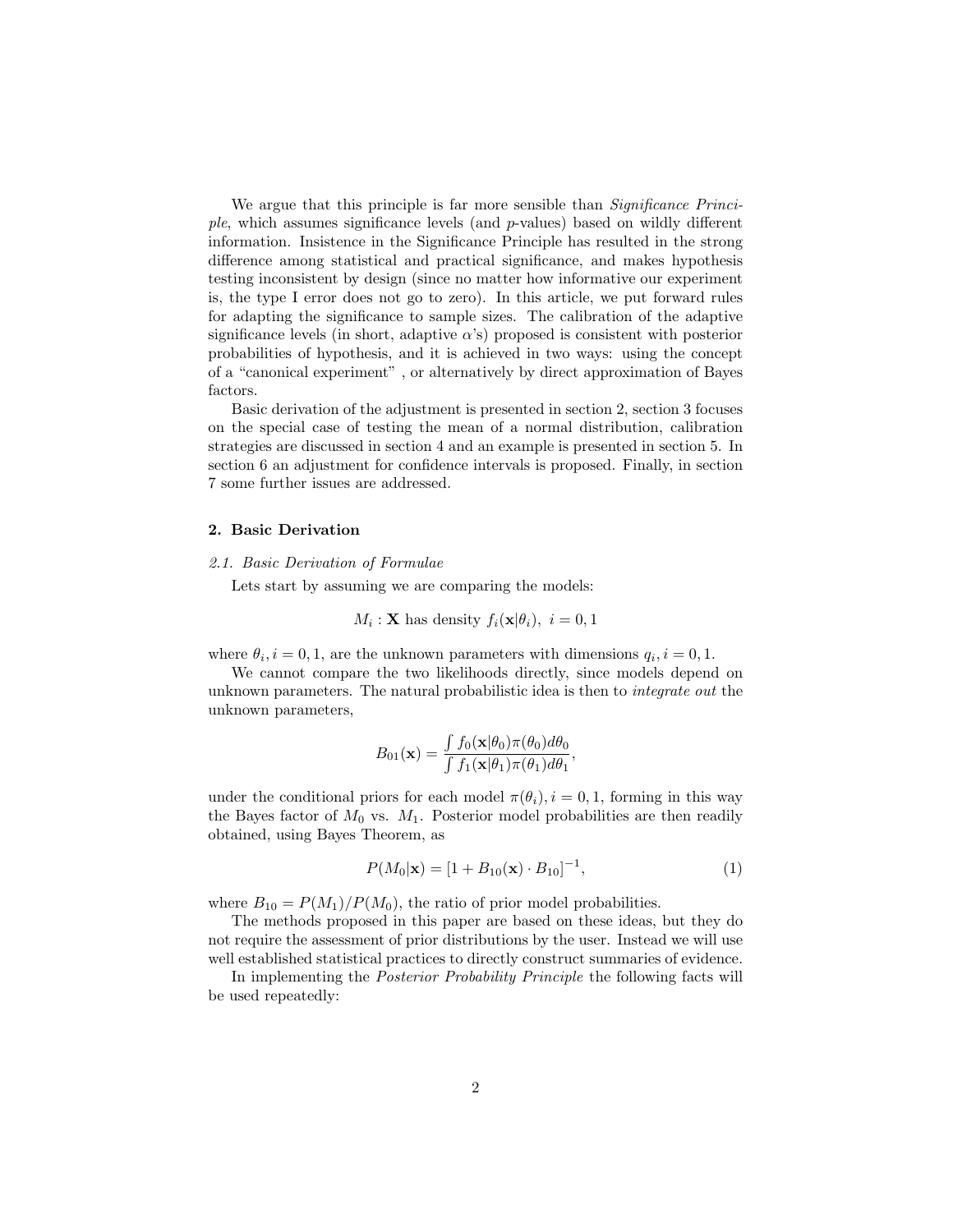We argue that this principle is far more sensible than *Significance Principle*, which assumes significance levels (and $p$-values) based on wildly different information. Insistence in the Significance Principle has resulted in the strong difference among statistical and practical significance, and makes hypothesis testing inconsistent by design (since no matter how informative our experiment is, the type I error does not go to zero). In this article, we put forward rules for adapting the significance to sample sizes. The calibration of the adaptive significance levels (in short, adaptive $\alpha$'s) proposed is consistent with posterior probabilities of hypothesis, and it is achieved in two ways: using the concept of a "canonical experiment" , or alternatively by direct approximation of Bayes factors.

Basic derivation of the adjustment is presented in section 2, section 3 focuses on the special case of testing the mean of a normal distribution, calibration strategies are discussed in section 4 and an example is presented in section 5. In section 6 an adjustment for confidence intervals is proposed. Finally, in section 7 some further issues are addressed.

## 2. Basic Derivation

### *2.1. Basic Derivation of Formulae*

Lets start by assuming we are comparing the models:

$$M_i : \mathbf{X} \text{ has density } f_i(\mathbf{x}|\theta_i),\ i = 0, 1$$

where $\theta_i, i = 0, 1$, are the unknown parameters with dimensions $q_i, i = 0, 1$.

We cannot compare the two likelihoods directly, since models depend on unknown parameters. The natural probabilistic idea is then to *integrate out* the unknown parameters,

$$B_{01}(\mathbf{x}) = \frac{\int f_0(\mathbf{x}|\theta_0)\pi(\theta_0)d\theta_0}{\int f_1(\mathbf{x}|\theta_1)\pi(\theta_1)d\theta_1},$$

under the conditional priors for each model $\pi(\theta_i), i = 0, 1$, forming in this way the Bayes factor of $M_0$ vs. $M_1$. Posterior model probabilities are then readily obtained, using Bayes Theorem, as

$$P(M_0|\mathbf{x}) = [1 + B_{10}(\mathbf{x}) \cdot B_{10}]^{-1}, \tag{1}$$

where $B_{10} = P(M_1)/P(M_0)$, the ratio of prior model probabilities.

The methods proposed in this paper are based on these ideas, but they do not require the assessment of prior distributions by the user. Instead we will use well established statistical practices to directly construct summaries of evidence.

In implementing the *Posterior Probability Principle* the following facts will be used repeatedly: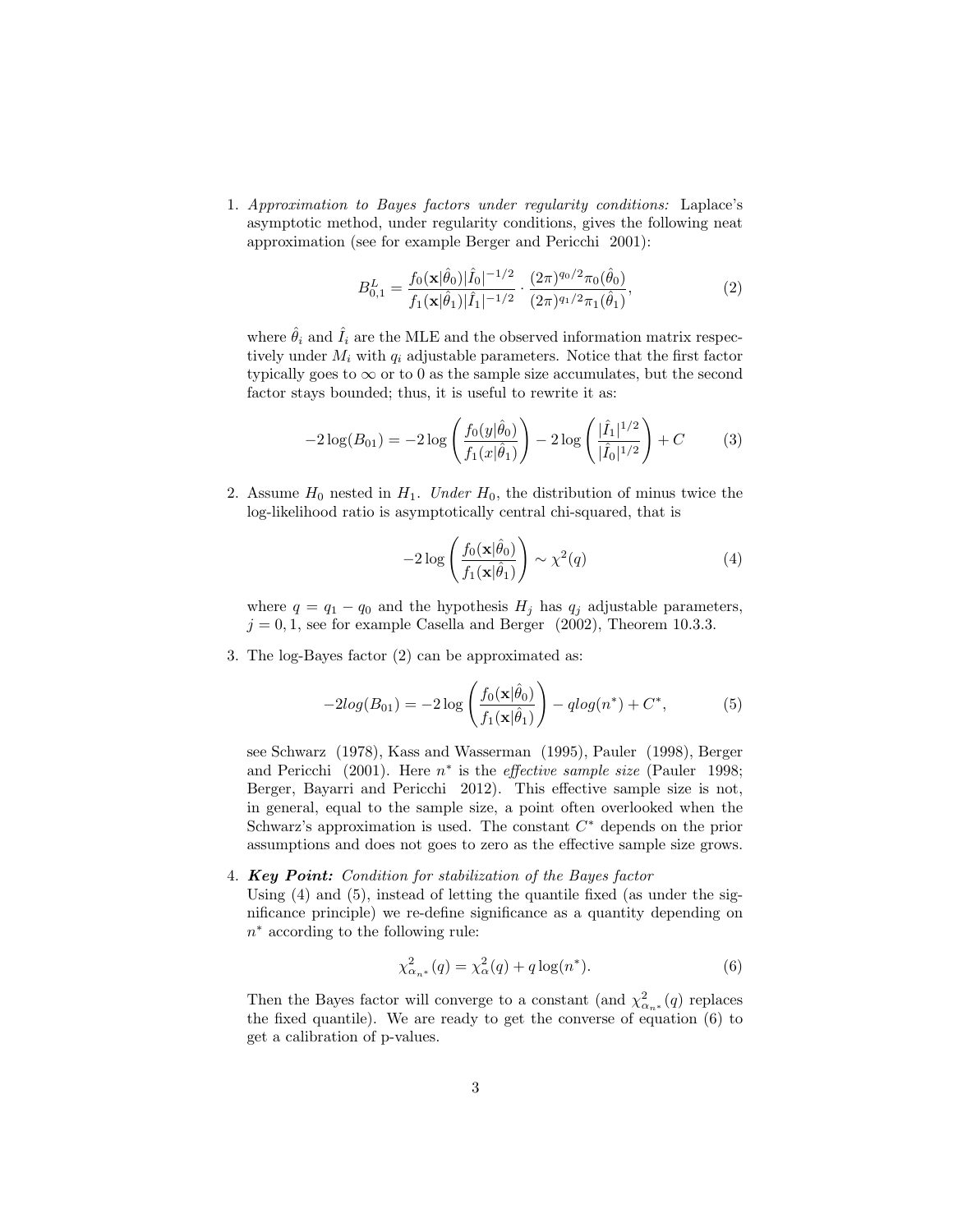1. *Approximation to Bayes factors under regularity conditions:* Laplace's asymptotic method, under regularity conditions, gives the following neat approximation (see for example Berger and Pericchi 2001):

$$B^L_{0,1} = \frac{f_0(\mathbf{x}|\hat{\theta}_0)|\hat{I}_0|^{-1/2}}{f_1(\mathbf{x}|\hat{\theta}_1)|\hat{I}_1|^{-1/2}} \cdot \frac{(2\pi)^{q_0/2}\pi_0(\hat{\theta}_0)}{(2\pi)^{q_1/2}\pi_1(\hat{\theta}_1)}, \tag{2}$$

where $\hat{\theta}_i$ and $\hat{I}_i$ are the MLE and the observed information matrix respectively under $M_i$ with $q_i$ adjustable parameters. Notice that the first factor typically goes to $\infty$ or to 0 as the sample size accumulates, but the second factor stays bounded; thus, it is useful to rewrite it as:

$$-2\log(B_{01}) = -2\log\left(\frac{f_0(y|\hat{\theta}_0)}{f_1(x|\hat{\theta}_1)}\right) - 2\log\left(\frac{|\hat{I}_1|^{1/2}}{|\hat{I}_0|^{1/2}}\right) + C \tag{3}$$

2. Assume $H_0$ nested in $H_1$. *Under* $H_0$, the distribution of minus twice the log-likelihood ratio is asymptotically central chi-squared, that is

$$-2\log\left(\frac{f_0(\mathbf{x}|\hat{\theta}_0)}{f_1(\mathbf{x}|\hat{\theta}_1)}\right) \sim \chi^2(q) \tag{4}$$

where $q = q_1 - q_0$ and the hypothesis $H_j$ has $q_j$ adjustable parameters, $j = 0, 1$, see for example Casella and Berger (2002), Theorem 10.3.3.

3. The log-Bayes factor (2) can be approximated as:

$$-2log(B_{01}) = -2\log\left(\frac{f_0(\mathbf{x}|\hat{\theta}_0)}{f_1(\mathbf{x}|\hat{\theta}_1)}\right) - qlog(n^*) + C^*, \tag{5}$$

see Schwarz (1978), Kass and Wasserman (1995), Pauler (1998), Berger and Pericchi (2001). Here $n^*$ is the *effective sample size* (Pauler 1998; Berger, Bayarri and Pericchi 2012). This effective sample size is not, in general, equal to the sample size, a point often overlooked when the Schwarz's approximation is used. The constant $C^*$ depends on the prior assumptions and does not goes to zero as the effective sample size grows.

4. ***Key Point:*** *Condition for stabilization of the Bayes factor*
Using (4) and (5), instead of letting the quantile fixed (as under the significance principle) we re-define significance as a quantity depending on $n^*$ according to the following rule:

$$\chi^2_{\alpha_{n^*}}(q) = \chi^2_{\alpha}(q) + q\log(n^*). \tag{6}$$

Then the Bayes factor will converge to a constant (and $\chi^2_{\alpha_{n^*}}(q)$ replaces the fixed quantile). We are ready to get the converse of equation (6) to get a calibration of p-values.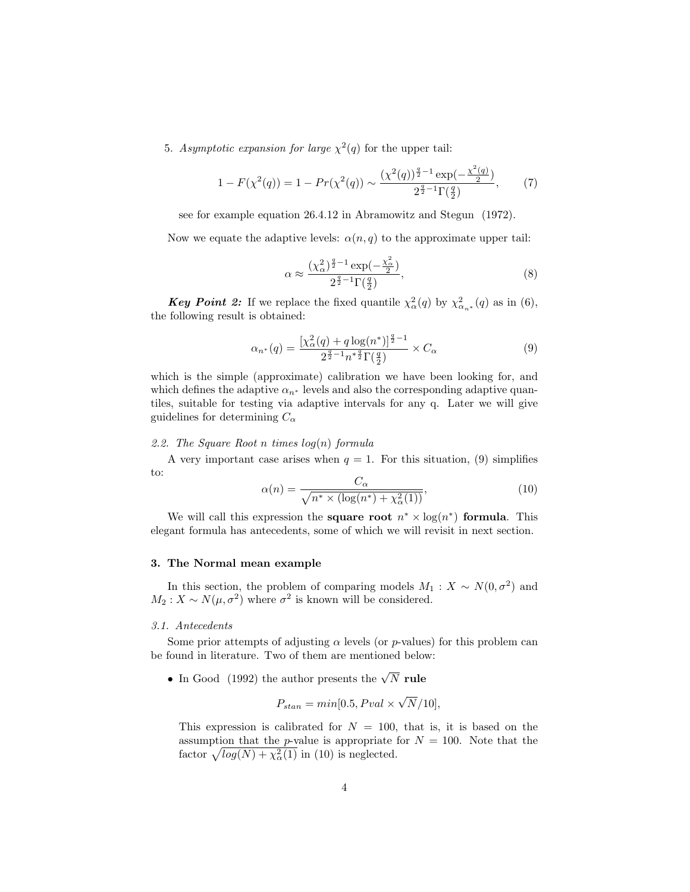5. *Asymptotic expansion for large* $\chi^2(q)$ for the upper tail:

$$1 - F(\chi^2(q)) = 1 - Pr(\chi^2(q)) \sim \frac{(\chi^2(q))^{\frac{q}{2}-1}\exp(-\frac{\chi^2(q)}{2})}{2^{\frac{q}{2}-1}\Gamma(\frac{q}{2})}, \tag{7}$$

see for example equation 26.4.12 in Abramowitz and Stegun (1972).

Now we equate the adaptive levels: $\alpha(n, q)$ to the approximate upper tail:

$$\alpha \approx \frac{(\chi^2_\alpha)^{\frac{q}{2}-1}\exp(-\frac{\chi^2_\alpha}{2})}{2^{\frac{q}{2}-1}\Gamma(\frac{q}{2})}, \tag{8}$$

***Key Point 2:*** If we replace the fixed quantile $\chi^2_\alpha(q)$ by $\chi^2_{\alpha_{n^*}}(q)$ as in (6), the following result is obtained:

$$\alpha_{n^*}(q) = \frac{[\chi^2_\alpha(q) + q\log(n^*)]^{\frac{q}{2}-1}}{2^{\frac{q}{2}-1}n^{*\frac{q}{2}}\Gamma(\frac{q}{2})} \times C_\alpha \tag{9}$$

which is the simple (approximate) calibration we have been looking for, and which defines the adaptive $\alpha_{n^*}$ levels and also the corresponding adaptive quantiles, suitable for testing via adaptive intervals for any q. Later we will give guidelines for determining $C_\alpha$

### 2.2. The Square Root n times log(n) formula

A very important case arises when $q = 1$. For this situation, (9) simplifies to:

$$\alpha(n) = \frac{C_\alpha}{\sqrt{n^* \times (\log(n^*) + \chi^2_\alpha(1))}}, \tag{10}$$

We will call this expression the **square root** $n^* \times \log(n^*)$ **formula**. This elegant formula has antecedents, some of which we will revisit in next section.

## 3. The Normal mean example

In this section, the problem of comparing models $M_1 : X \sim N(0, \sigma^2)$ and $M_2 : X \sim N(\mu, \sigma^2)$ where $\sigma^2$ is known will be considered.

### 3.1. Antecedents

Some prior attempts of adjusting $\alpha$ levels (or $p$-values) for this problem can be found in literature. Two of them are mentioned below:

- In Good (1992) the author presents the $\sqrt{N}$ **rule**

  $$P_{stan} = min[0.5, Pval \times \sqrt{N}/10],$$

  This expression is calibrated for $N = 100$, that is, it is based on the assumption that the $p$-value is appropriate for $N = 100$. Note that the factor $\sqrt{log(N) + \chi^2_\alpha(1)}$ in (10) is neglected.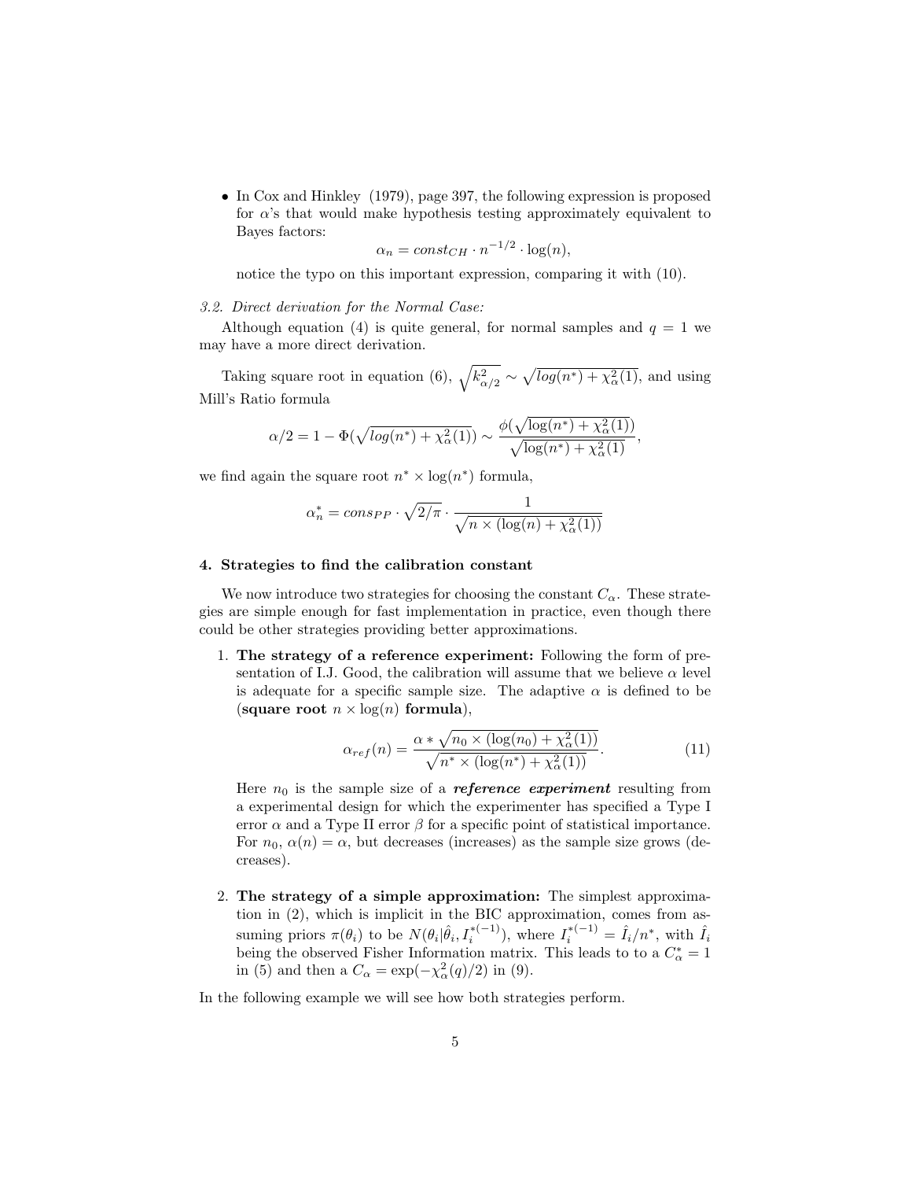- In Cox and Hinkley (1979), page 397, the following expression is proposed for $\alpha$'s that would make hypothesis testing approximately equivalent to Bayes factors:

$$\alpha_n = const_{CH} \cdot n^{-1/2} \cdot \log(n),$$

notice the typo on this important expression, comparing it with (10).

*3.2. Direct derivation for the Normal Case:*

Although equation (4) is quite general, for normal samples and $q = 1$ we may have a more direct derivation.

Taking square root in equation (6), $\sqrt{k^2_{\alpha/2}} \sim \sqrt{log(n^*) + \chi^2_\alpha(1)}$, and using Mill's Ratio formula

$$\alpha/2 = 1 - \Phi(\sqrt{log(n^*) + \chi^2_\alpha(1)}) \sim \frac{\phi(\sqrt{\log(n^*) + \chi^2_\alpha(1)})}{\sqrt{\log(n^*) + \chi^2_\alpha(1)}},$$

we find again the square root $n^* \times \log(n^*)$ formula,

$$\alpha^*_n = cons_{PP} \cdot \sqrt{2/\pi} \cdot \frac{1}{\sqrt{n \times (\log(n) + \chi^2_\alpha(1))}}$$

#### 4. Strategies to find the calibration constant

We now introduce two strategies for choosing the constant $C_\alpha$. These strategies are simple enough for fast implementation in practice, even though there could be other strategies providing better approximations.

1. **The strategy of a reference experiment:** Following the form of presentation of I.J. Good, the calibration will assume that we believe $\alpha$ level is adequate for a specific sample size. The adaptive $\alpha$ is defined to be (**square root** $n \times \log(n)$ **formula**),

$$\alpha_{ref}(n) = \frac{\alpha * \sqrt{n_0 \times (\log(n_0) + \chi^2_\alpha(1))}}{\sqrt{n^* \times (\log(n^*) + \chi^2_\alpha(1))}}. \tag{11}$$

Here $n_0$ is the sample size of a ***reference experiment*** resulting from a experimental design for which the experimenter has specified a Type I error $\alpha$ and a Type II error $\beta$ for a specific point of statistical importance. For $n_0$, $\alpha(n) = \alpha$, but decreases (increases) as the sample size grows (decreases).

2. **The strategy of a simple approximation:** The simplest approximation in (2), which is implicit in the BIC approximation, comes from assuming priors $\pi(\theta_i)$ to be $N(\theta_i|\hat{\theta}_i, I_i^{*(-1)})$, where $I_i^{*(-1)} = \hat{I}_i/n^*$, with $\hat{I}_i$ being the observed Fisher Information matrix. This leads to to a $C^*_\alpha = 1$ in (5) and then a $C_\alpha = \exp(-\chi^2_\alpha(q)/2)$ in (9).

In the following example we will see how both strategies perform.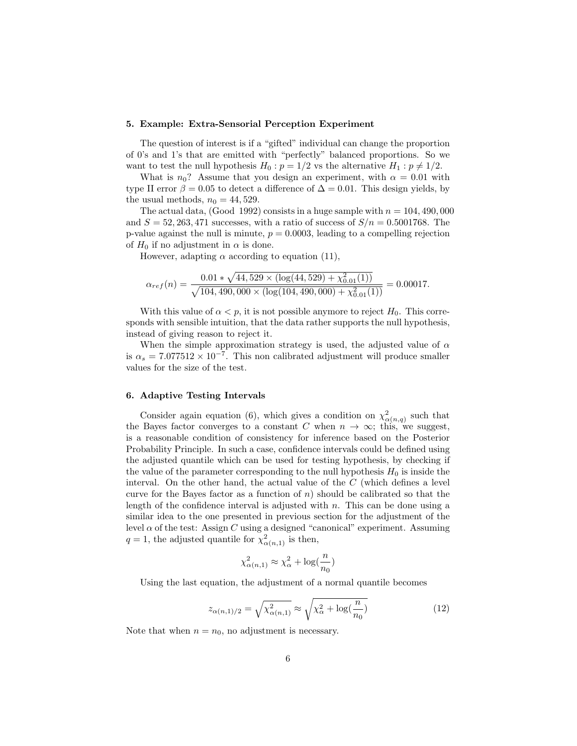## 5. Example: Extra-Sensorial Perception Experiment

The question of interest is if a "gifted" individual can change the proportion of 0's and 1's that are emitted with "perfectly" balanced proportions. So we want to test the null hypothesis $H_0 : p = 1/2$ vs the alternative $H_1 : p \neq 1/2$.

What is $n_0$? Assume that you design an experiment, with $\alpha = 0.01$ with type II error $\beta = 0.05$ to detect a difference of $\Delta = 0.01$. This design yields, by the usual methods, $n_0 = 44,529$.

The actual data, (Good 1992) consists in a huge sample with $n = 104,490,000$ and $S = 52,263,471$ successes, with a ratio of success of $S/n = 0.5001768$. The p-value against the null is minute, $p = 0.0003$, leading to a compelling rejection of $H_0$ if no adjustment in $\alpha$ is done.

However, adapting $\alpha$ according to equation (11),

$$\alpha_{ref}(n) = \frac{0.01 * \sqrt{44,529 \times (\log(44,529) + \chi^2_{0.01}(1))}}{\sqrt{104,490,000 \times (\log(104,490,000) + \chi^2_{0.01}(1))}} = 0.00017.$$

With this value of $\alpha < p$, it is not possible anymore to reject $H_0$. This corresponds with sensible intuition, that the data rather supports the null hypothesis, instead of giving reason to reject it.

When the simple approximation strategy is used, the adjusted value of $\alpha$ is $\alpha_s = 7.077512 \times 10^{-7}$. This non calibrated adjustment will produce smaller values for the size of the test.

## 6. Adaptive Testing Intervals

Consider again equation (6), which gives a condition on $\chi^2_{\alpha(n,q)}$ such that the Bayes factor converges to a constant $C$ when $n \to \infty$; this, we suggest, is a reasonable condition of consistency for inference based on the Posterior Probability Principle. In such a case, confidence intervals could be defined using the adjusted quantile which can be used for testing hypothesis, by checking if the value of the parameter corresponding to the null hypothesis $H_0$ is inside the interval. On the other hand, the actual value of the $C$ (which defines a level curve for the Bayes factor as a function of $n$) should be calibrated so that the length of the confidence interval is adjusted with $n$. This can be done using a similar idea to the one presented in previous section for the adjustment of the level $\alpha$ of the test: Assign $C$ using a designed "canonical" experiment. Assuming $q = 1$, the adjusted quantile for $\chi^2_{\alpha(n,1)}$ is then,

$$\chi^2_{\alpha(n,1)} \approx \chi^2_\alpha + \log(\frac{n}{n_0})$$

Using the last equation, the adjustment of a normal quantile becomes

$$z_{\alpha(n,1)/2} = \sqrt{\chi^2_{\alpha(n,1)}} \approx \sqrt{\chi^2_\alpha + \log(\frac{n}{n_0})} \tag{12}$$

Note that when $n = n_0$, no adjustment is necessary.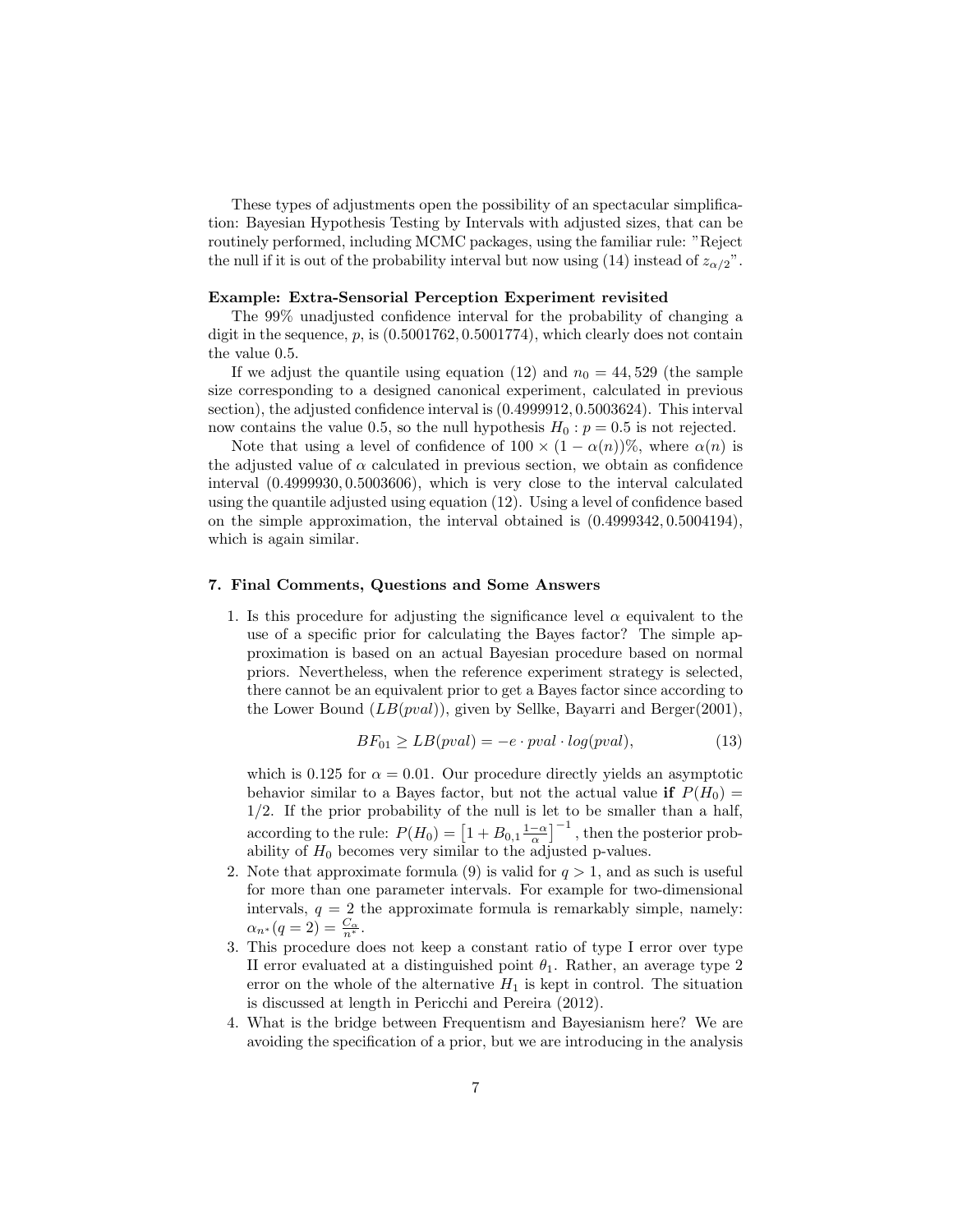These types of adjustments open the possibility of an spectacular simplification: Bayesian Hypothesis Testing by Intervals with adjusted sizes, that can be routinely performed, including MCMC packages, using the familiar rule: "Reject the null if it is out of the probability interval but now using (14) instead of $z_{\alpha/2}$".

**Example: Extra-Sensorial Perception Experiment revisited**

The 99% unadjusted confidence interval for the probability of changing a digit in the sequence, $p$, is $(0.5001762, 0.5001774)$, which clearly does not contain the value 0.5.

If we adjust the quantile using equation (12) and $n_0 = 44,529$ (the sample size corresponding to a designed canonical experiment, calculated in previous section), the adjusted confidence interval is $(0.4999912, 0.5003624)$. This interval now contains the value 0.5, so the null hypothesis $H_0 : p = 0.5$ is not rejected.

Note that using a level of confidence of $100 \times (1 - \alpha(n))\%$, where $\alpha(n)$ is the adjusted value of $\alpha$ calculated in previous section, we obtain as confidence interval $(0.4999930, 0.5003606)$, which is very close to the interval calculated using the quantile adjusted using equation (12). Using a level of confidence based on the simple approximation, the interval obtained is $(0.4999342, 0.5004194)$, which is again similar.

## 7. Final Comments, Questions and Some Answers

1. Is this procedure for adjusting the significance level $\alpha$ equivalent to the use of a specific prior for calculating the Bayes factor? The simple approximation is based on an actual Bayesian procedure based on normal priors. Nevertheless, when the reference experiment strategy is selected, there cannot be an equivalent prior to get a Bayes factor since according to the Lower Bound ($LB(pval)$), given by Sellke, Bayarri and Berger(2001),

$$BF_{01} \geq LB(pval) = -e \cdot pval \cdot log(pval), \tag{13}$$

   which is 0.125 for $\alpha = 0.01$. Our procedure directly yields an asymptotic behavior similar to a Bayes factor, but not the actual value **if** $P(H_0) = 1/2$. If the prior probability of the null is let to be smaller than a half, according to the rule: $P(H_0) = \left[1 + B_{0,1}\frac{1-\alpha}{\alpha}\right]^{-1}$, then the posterior probability of $H_0$ becomes very similar to the adjusted p-values.

2. Note that approximate formula (9) is valid for $q > 1$, and as such is useful for more than one parameter intervals. For example for two-dimensional intervals, $q = 2$ the approximate formula is remarkably simple, namely: $\alpha_{n^*}(q = 2) = \frac{C_\alpha}{n^*}$.

3. This procedure does not keep a constant ratio of type I error over type II error evaluated at a distinguished point $\theta_1$. Rather, an average type 2 error on the whole of the alternative $H_1$ is kept in control. The situation is discussed at length in Pericchi and Pereira (2012).

4. What is the bridge between Frequentism and Bayesianism here? We are avoiding the specification of a prior, but we are introducing in the analysis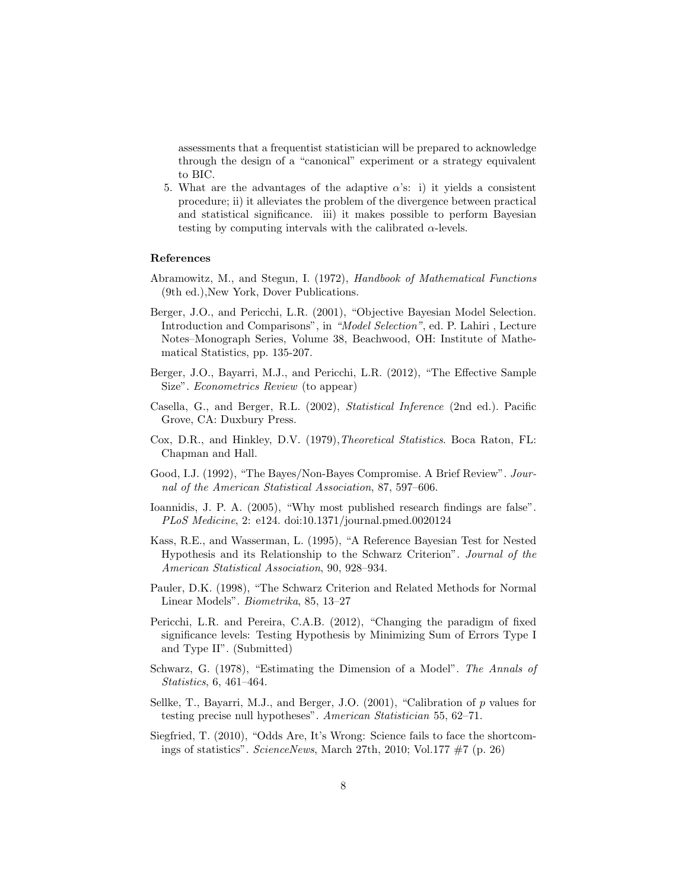assessments that a frequentist statistician will be prepared to acknowledge through the design of a "canonical" experiment or a strategy equivalent to BIC.

5. What are the advantages of the adaptive $\alpha$'s: i) it yields a consistent procedure; ii) it alleviates the problem of the divergence between practical and statistical significance. iii) it makes possible to perform Bayesian testing by computing intervals with the calibrated $\alpha$-levels.

### References

Abramowitz, M., and Stegun, I. (1972), *Handbook of Mathematical Functions* (9th ed.),New York, Dover Publications.

Berger, J.O., and Pericchi, L.R. (2001), "Objective Bayesian Model Selection. Introduction and Comparisons", in *"Model Selection"*, ed. P. Lahiri , Lecture Notes–Monograph Series, Volume 38, Beachwood, OH: Institute of Mathematical Statistics, pp. 135-207.

Berger, J.O., Bayarri, M.J., and Pericchi, L.R. (2012), "The Effective Sample Size". *Econometrics Review* (to appear)

Casella, G., and Berger, R.L. (2002), *Statistical Inference* (2nd ed.). Pacific Grove, CA: Duxbury Press.

Cox, D.R., and Hinkley, D.V. (1979),*Theoretical Statistics*. Boca Raton, FL: Chapman and Hall.

Good, I.J. (1992), "The Bayes/Non-Bayes Compromise. A Brief Review". *Journal of the American Statistical Association*, 87, 597–606.

Ioannidis, J. P. A. (2005), "Why most published research findings are false". *PLoS Medicine*, 2: e124. doi:10.1371/journal.pmed.0020124

Kass, R.E., and Wasserman, L. (1995), "A Reference Bayesian Test for Nested Hypothesis and its Relationship to the Schwarz Criterion". *Journal of the American Statistical Association*, 90, 928–934.

Pauler, D.K. (1998), "The Schwarz Criterion and Related Methods for Normal Linear Models". *Biometrika*, 85, 13–27

Pericchi, L.R. and Pereira, C.A.B. (2012), "Changing the paradigm of fixed significance levels: Testing Hypothesis by Minimizing Sum of Errors Type I and Type II". (Submitted)

Schwarz, G. (1978), "Estimating the Dimension of a Model". *The Annals of Statistics*, 6, 461–464.

Sellke, T., Bayarri, M.J., and Berger, J.O. (2001), "Calibration of $p$ values for testing precise null hypotheses". *American Statistician* 55, 62–71.

Siegfried, T. (2010), "Odds Are, It's Wrong: Science fails to face the shortcomings of statistics". *ScienceNews*, March 27th, 2010; Vol.177 #7 (p. 26)